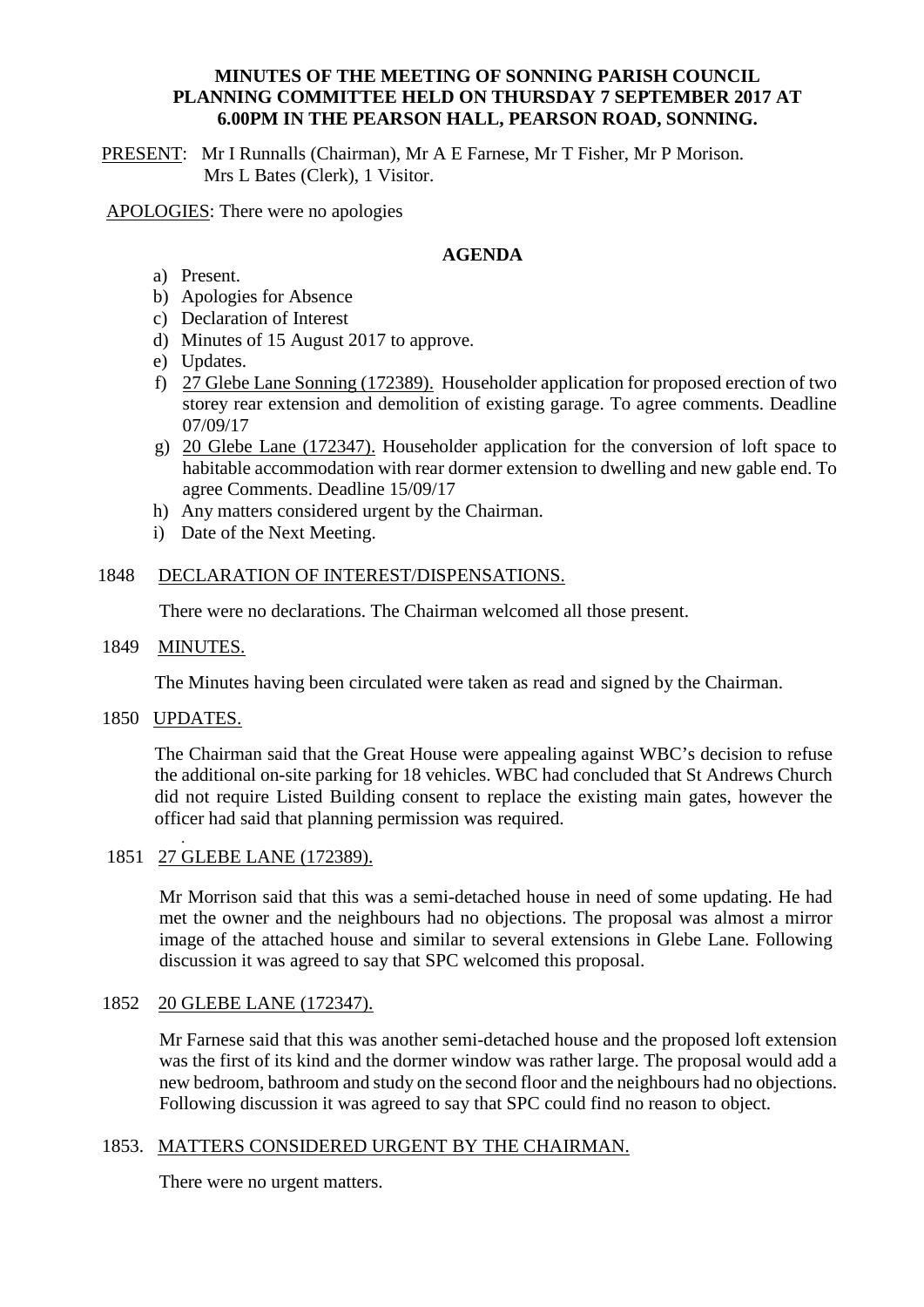**MINUTES OF THE MEETING OF SONNING PARISH COUNCIL PLANNING COMMITTEE HELD ON THURSDAY 7 SEPTEMBER 2017 AT 6.00PM IN THE PEARSON HALL, PEARSON ROAD, SONNING.**

PRESENT: Mr I Runnalls (Chairman), Mr A E Farnese, Mr T Fisher, Mr P Morison. Mrs L Bates (Clerk), 1 Visitor.

APOLOGIES: There were no apologies

**AGENDA**

a) Present.
b) Apologies for Absence
c) Declaration of Interest
d) Minutes of 15 August 2017 to approve.
e) Updates.
f) 27 Glebe Lane Sonning (172389). Householder application for proposed erection of two storey rear extension and demolition of existing garage. To agree comments. Deadline 07/09/17
g) 20 Glebe Lane (172347). Householder application for the conversion of loft space to habitable accommodation with rear dormer extension to dwelling and new gable end. To agree Comments. Deadline 15/09/17
h) Any matters considered urgent by the Chairman.
i) Date of the Next Meeting.

1848 DECLARATION OF INTEREST/DISPENSATIONS.

There were no declarations. The Chairman welcomed all those present.

1849 MINUTES.

The Minutes having been circulated were taken as read and signed by the Chairman.

1850 UPDATES.

The Chairman said that the Great House were appealing against WBC's decision to refuse the additional on-site parking for 18 vehicles. WBC had concluded that St Andrews Church did not require Listed Building consent to replace the existing main gates, however the officer had said that planning permission was required.

1851 27 GLEBE LANE (172389).

Mr Morrison said that this was a semi-detached house in need of some updating. He had met the owner and the neighbours had no objections. The proposal was almost a mirror image of the attached house and similar to several extensions in Glebe Lane. Following discussion it was agreed to say that SPC welcomed this proposal.

1852 20 GLEBE LANE (172347).

Mr Farnese said that this was another semi-detached house and the proposed loft extension was the first of its kind and the dormer window was rather large. The proposal would add a new bedroom, bathroom and study on the second floor and the neighbours had no objections. Following discussion it was agreed to say that SPC could find no reason to object.

1853. MATTERS CONSIDERED URGENT BY THE CHAIRMAN.

There were no urgent matters.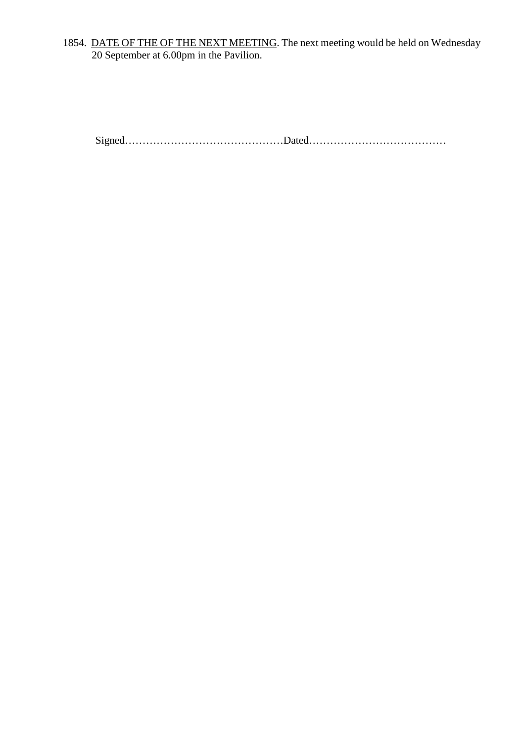1854. <u>DATE OF THE OF THE NEXT MEETING</u>. The next meeting would be held on Wednesday 20 September at 6.00pm in the Pavilion.

Signed………………………………………Dated…………………………………